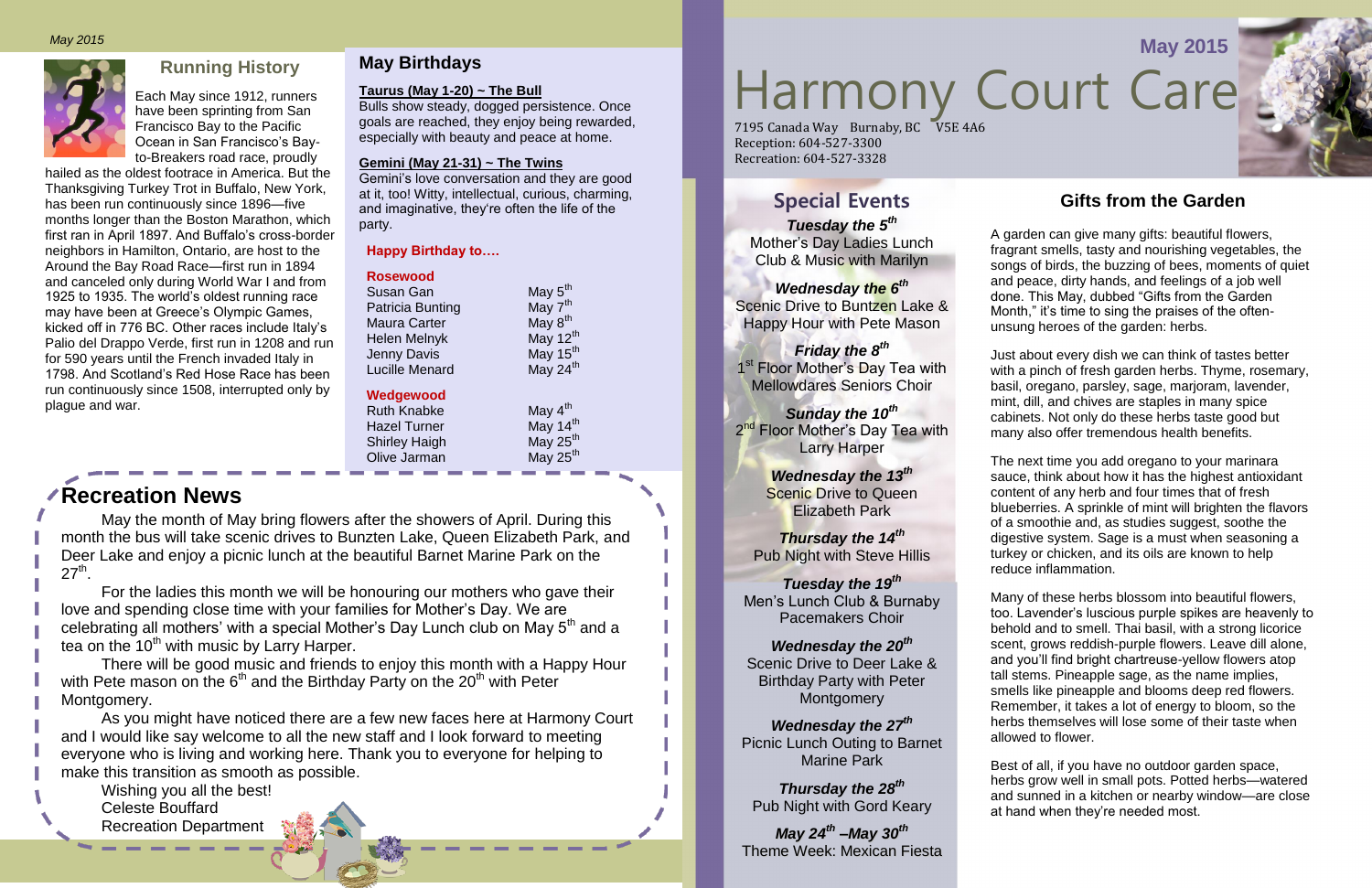# Harmony Court Care

## May 2015

7195 Canada Way Burnaby, BC V5E 4A6
Reception: 604-527-3300
Recreation: 604-527-3328

## Running History

Each May since 1912, runners have been sprinting from San Francisco Bay to the Pacific Ocean in San Francisco's Bay-to-Breakers road race, proudly hailed as the oldest footrace in America. But the Thanksgiving Turkey Trot in Buffalo, New York, has been run continuously since 1896—five months longer than the Boston Marathon, which first ran in April 1897. And Buffalo's cross-border neighbors in Hamilton, Ontario, are host to the Around the Bay Road Race—first run in 1894 and canceled only during World War I and from 1925 to 1935. The world's oldest running race may have been at Greece's Olympic Games, kicked off in 776 BC. Other races include Italy's Palio del Drappo Verde, first run in 1208 and run for 590 years until the French invaded Italy in 1798. And Scotland's Red Hose Race has been run continuously since 1508, interrupted only by plague and war.

## May Birthdays

**Taurus (May 1-20) ~ The Bull**
Bulls show steady, dogged persistence. Once goals are reached, they enjoy being rewarded, especially with beauty and peace at home.

**Gemini (May 21-31) ~ The Twins**
Gemini's love conversation and they are good at it, too! Witty, intellectual, curious, charming, and imaginative, they're often the life of the party.

**Happy Birthday to….**

**Rosewood**

| Name | Date |
|---|---|
| Susan Gan | May 5th |
| Patricia Bunting | May 7th |
| Maura Carter | May 8th |
| Helen Melnyk | May 12th |
| Jenny Davis | May 15th |
| Lucille Menard | May 24th |

**Wedgewood**

| Name | Date |
|---|---|
| Ruth Knabke | May 4th |
| Hazel Turner | May 14th |
| Shirley Haigh | May 25th |
| Olive Jarman | May 25th |

## Recreation News

May the month of May bring flowers after the showers of April. During this month the bus will take scenic drives to Bunzten Lake, Queen Elizabeth Park, and Deer Lake and enjoy a picnic lunch at the beautiful Barnet Marine Park on the 27th.

For the ladies this month we will be honouring our mothers who gave their love and spending close time with your families for Mother's Day. We are celebrating all mothers' with a special Mother's Day Lunch club on May 5th and a tea on the 10th with music by Larry Harper.

There will be good music and friends to enjoy this month with a Happy Hour with Pete mason on the 6th and the Birthday Party on the 20th with Peter Montgomery.

As you might have noticed there are a few new faces here at Harmony Court and I would like say welcome to all the new staff and I look forward to meeting everyone who is living and working here. Thank you to everyone for helping to make this transition as smooth as possible.

Wishing you all the best!
Celeste Bouffard
Recreation Department

## Special Events

***Tuesday the 5th***
Mother's Day Ladies Lunch Club & Music with Marilyn

***Wednesday the 6th***
Scenic Drive to Buntzen Lake & Happy Hour with Pete Mason

***Friday the 8th***
1st Floor Mother's Day Tea with Mellowdares Seniors Choir

***Sunday the 10th***
2nd Floor Mother's Day Tea with Larry Harper

***Wednesday the 13th***
Scenic Drive to Queen Elizabeth Park

***Thursday the 14th***
Pub Night with Steve Hillis

***Tuesday the 19th***
Men's Lunch Club & Burnaby Pacemakers Choir

***Wednesday the 20th***
Scenic Drive to Deer Lake & Birthday Party with Peter Montgomery

***Wednesday the 27th***
Picnic Lunch Outing to Barnet Marine Park

***Thursday the 28th***
Pub Night with Gord Keary

***May 24th –May 30th***
Theme Week: Mexican Fiesta

## Gifts from the Garden

A garden can give many gifts: beautiful flowers, fragrant smells, tasty and nourishing vegetables, the songs of birds, the buzzing of bees, moments of quiet and peace, dirty hands, and feelings of a job well done. This May, dubbed "Gifts from the Garden Month," it's time to sing the praises of the often-unsung heroes of the garden: herbs.

Just about every dish we can think of tastes better with a pinch of fresh garden herbs. Thyme, rosemary, basil, oregano, parsley, sage, marjoram, lavender, mint, dill, and chives are staples in many spice cabinets. Not only do these herbs taste good but many also offer tremendous health benefits.

The next time you add oregano to your marinara sauce, think about how it has the highest antioxidant content of any herb and four times that of fresh blueberries. A sprinkle of mint will brighten the flavors of a smoothie and, as studies suggest, soothe the digestive system. Sage is a must when seasoning a turkey or chicken, and its oils are known to help reduce inflammation.

Many of these herbs blossom into beautiful flowers, too. Lavender's luscious purple spikes are heavenly to behold and to smell. Thai basil, with a strong licorice scent, grows reddish-purple flowers. Leave dill alone, and you'll find bright chartreuse-yellow flowers atop tall stems. Pineapple sage, as the name implies, smells like pineapple and blooms deep red flowers. Remember, it takes a lot of energy to bloom, so the herbs themselves will lose some of their taste when allowed to flower.

Best of all, if you have no outdoor garden space, herbs grow well in small pots. Potted herbs—watered and sunned in a kitchen or nearby window—are close at hand when they're needed most.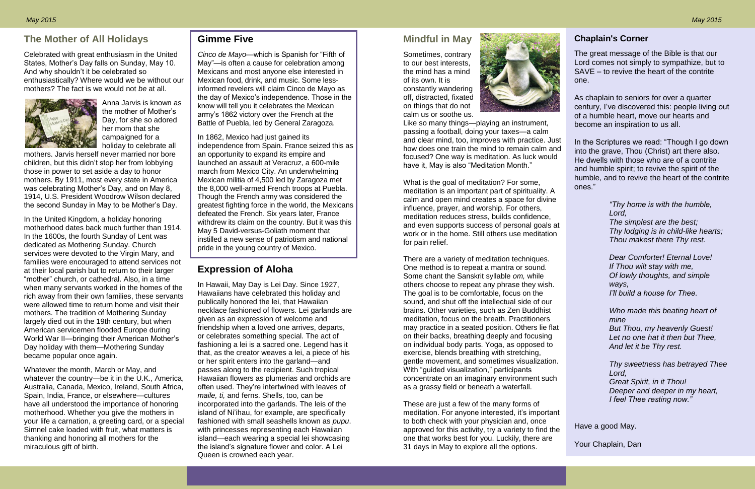## The Mother of All Holidays

Celebrated with great enthusiasm in the United States, Mother's Day falls on Sunday, May 10. And why shouldn't it be celebrated so enthusiastically? Where would we be without our mothers? The fact is we would not *be* at all.

Anna Jarvis is known as the mother of Mother's Day, for she so adored her mom that she campaigned for a holiday to celebrate all mothers. Jarvis herself never married nor bore children, but this didn't stop her from lobbying those in power to set aside a day to honor mothers. By 1911, most every state in America was celebrating Mother's Day, and on May 8, 1914, U.S. President Woodrow Wilson declared the second Sunday in May to be Mother's Day.

In the United Kingdom, a holiday honoring motherhood dates back much further than 1914. In the 1600s, the fourth Sunday of Lent was dedicated as Mothering Sunday. Church services were devoted to the Virgin Mary, and families were encouraged to attend services not at their local parish but to return to their larger "mother" church, or cathedral. Also, in a time when many servants worked in the homes of the rich away from their own families, these servants were allowed time to return home and visit their mothers. The tradition of Mothering Sunday largely died out in the 19th century, but when American servicemen flooded Europe during World War II—bringing their American Mother's Day holiday with them—Mothering Sunday became popular once again.

Whatever the month, March or May, and whatever the country—be it in the U.K., America, Australia, Canada, Mexico, Ireland, South Africa, Spain, India, France, or elsewhere—cultures have all understood the importance of honoring motherhood. Whether you give the mothers in your life a carnation, a greeting card, or a special Simnel cake loaded with fruit, what matters is thanking and honoring all mothers for the miraculous gift of birth.

## Gimme Five

*Cinco de Mayo*—which is Spanish for "Fifth of May"—is often a cause for celebration among Mexicans and most anyone else interested in Mexican food, drink, and music. Some less-informed revelers will claim Cinco de Mayo as the day of Mexico's independence. Those in the know will tell you it celebrates the Mexican army's 1862 victory over the French at the Battle of Puebla, led by General Zaragoza.

In 1862, Mexico had just gained its independence from Spain. France seized this as an opportunity to expand its empire and launched an assault at Veracruz, a 600-mile march from Mexico City. An underwhelming Mexican militia of 4,500 led by Zaragoza met the 8,000 well-armed French troops at Puebla. Though the French army was considered the greatest fighting force in the world, the Mexicans defeated the French. Six years later, France withdrew its claim on the country. But it was this May 5 David-versus-Goliath moment that instilled a new sense of patriotism and national pride in the young country of Mexico.

## Expression of Aloha

In Hawaii, May Day is Lei Day. Since 1927, Hawaiians have celebrated this holiday and publically honored the lei, that Hawaiian necklace fashioned of flowers. Lei garlands are given as an expression of welcome and friendship when a loved one arrives, departs, or celebrates something special. The act of fashioning a lei is a sacred one. Legend has it that, as the creator weaves a lei, a piece of his or her spirit enters into the garland—and passes along to the recipient. Such tropical Hawaiian flowers as plumerias and orchids are often used. They're intertwined with leaves of *maile, ti,* and ferns. Shells, too, can be incorporated into the garlands. The leis of the island of Ni'ihau, for example, are specifically fashioned with small seashells known as *pupu*. with princesses representing each Hawaiian island—each wearing a special lei showcasing the island's signature flower and color. A Lei Queen is crowned each year.

## Mindful in May

Sometimes, contrary to our best interests, the mind has a mind of its own. It is constantly wandering off, distracted, fixated on things that do not calm us or soothe us. Like so many things—playing an instrument, passing a football, doing your taxes—a calm and clear mind, too, improves with practice. Just how does one train the mind to remain calm and focused? One way is meditation. As luck would have it, May is also "Meditation Month."

What is the goal of meditation? For some, meditation is an important part of spirituality. A calm and open mind creates a space for divine influence, prayer, and worship. For others, meditation reduces stress, builds confidence, and even supports success of personal goals at work or in the home. Still others use meditation for pain relief.

There are a variety of meditation techniques. One method is to repeat a mantra or sound. Some chant the Sanskrit syllable *om,* while others choose to repeat any phrase they wish. The goal is to be comfortable, focus on the sound, and shut off the intellectual side of our brains. Other varieties, such as Zen Buddhist meditation, focus on the breath. Practitioners may practice in a seated position. Others lie flat on their backs, breathing deeply and focusing on individual body parts. Yoga, as opposed to exercise, blends breathing with stretching, gentle movement, and sometimes visualization. With "guided visualization," participants concentrate on an imaginary environment such as a grassy field or beneath a waterfall.

These are just a few of the many forms of meditation. For anyone interested, it's important to both check with your physician and, once approved for this activity, try a variety to find the one that works best for you. Luckily, there are 31 days in May to explore all the options.

### Chaplain's Corner

The great message of the Bible is that our Lord comes not simply to sympathize, but to SAVE – to revive the heart of the contrite one.

As chaplain to seniors for over a quarter century, I've discovered this: people living out of a humble heart, move our hearts and become an inspiration to us all.

In the Scriptures we read: "Though I go down into the grave, Thou (Christ) art there also. He dwells with those who are of a contrite and humble spirit; to revive the spirit of the humble, and to revive the heart of the contrite ones."

*"Thy home is with the humble, Lord,*
*The simplest are the best;*
*Thy lodging is in child-like hearts;*
*Thou makest there Thy rest.*

*Dear Comforter! Eternal Love!*
*If Thou wilt stay with me,*
*Of lowly thoughts, and simple ways,*
*I'll build a house for Thee.*

*Who made this beating heart of mine*
*But Thou, my heavenly Guest!*
*Let no one hat it then but Thee,*
*And let it be Thy rest.*

*Thy sweetness has betrayed Thee Lord,*
*Great Spirit, in it Thou!*
*Deeper and deeper in my heart,*
*I feel Thee resting now."*

Have a good May.

Your Chaplain, Dan